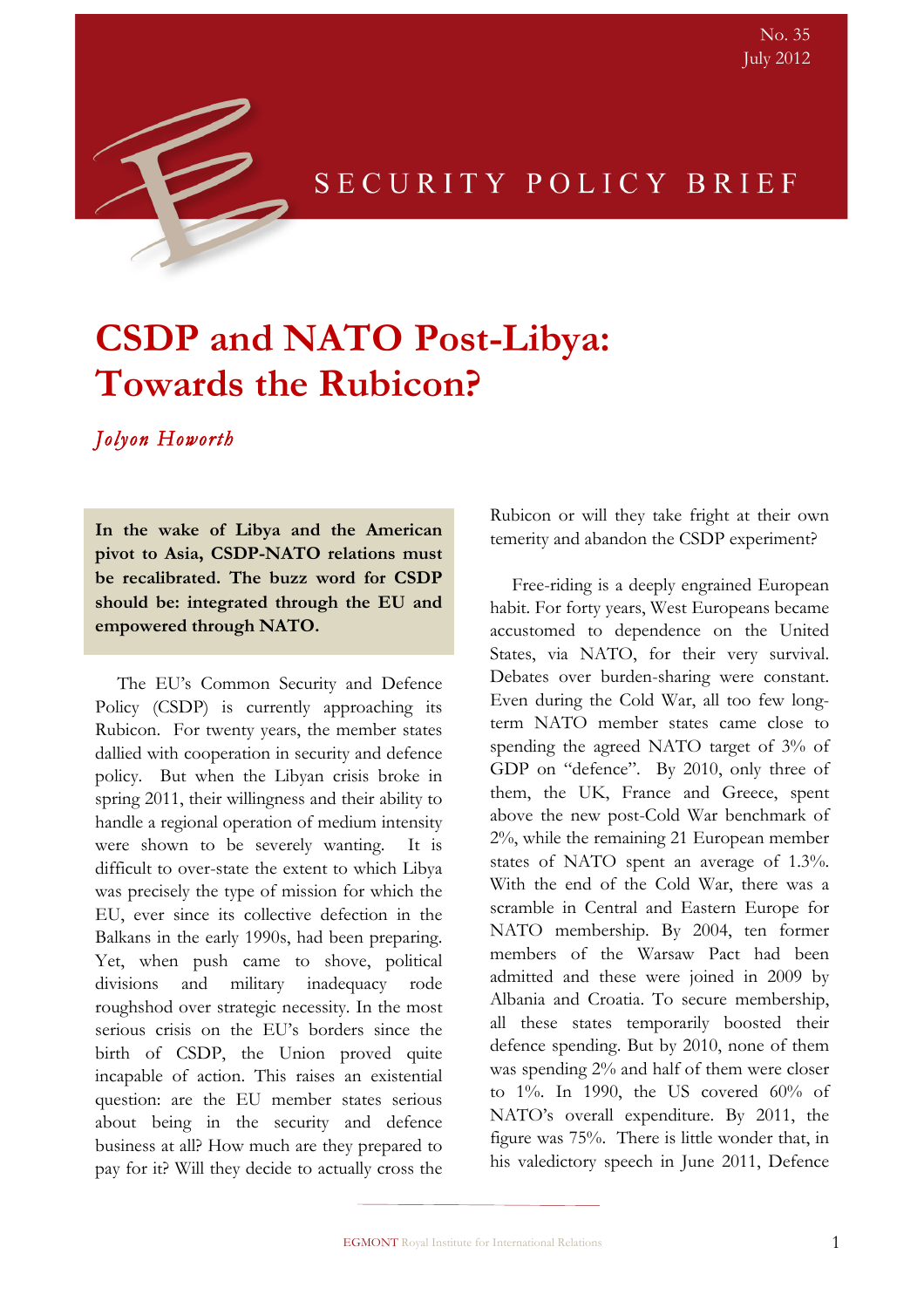SECURITY POLICY BRIEF

No. 35
July 2012

# CSDP and NATO Post-Libya: Towards the Rubicon?

*Jolyon Howorth*

**In the wake of Libya and the American pivot to Asia, CSDP-NATO relations must be recalibrated. The buzz word for CSDP should be: integrated through the EU and empowered through NATO.**

The EU's Common Security and Defence Policy (CSDP) is currently approaching its Rubicon. For twenty years, the member states dallied with cooperation in security and defence policy. But when the Libyan crisis broke in spring 2011, their willingness and their ability to handle a regional operation of medium intensity were shown to be severely wanting. It is difficult to over-state the extent to which Libya was precisely the type of mission for which the EU, ever since its collective defection in the Balkans in the early 1990s, had been preparing. Yet, when push came to shove, political divisions and military inadequacy rode roughshod over strategic necessity. In the most serious crisis on the EU's borders since the birth of CSDP, the Union proved quite incapable of action. This raises an existential question: are the EU member states serious about being in the security and defence business at all? How much are they prepared to pay for it? Will they decide to actually cross the Rubicon or will they take fright at their own temerity and abandon the CSDP experiment?

Free-riding is a deeply engrained European habit. For forty years, West Europeans became accustomed to dependence on the United States, via NATO, for their very survival. Debates over burden-sharing were constant. Even during the Cold War, all too few long-term NATO member states came close to spending the agreed NATO target of 3% of GDP on "defence". By 2010, only three of them, the UK, France and Greece, spent above the new post-Cold War benchmark of 2%, while the remaining 21 European member states of NATO spent an average of 1.3%. With the end of the Cold War, there was a scramble in Central and Eastern Europe for NATO membership. By 2004, ten former members of the Warsaw Pact had been admitted and these were joined in 2009 by Albania and Croatia. To secure membership, all these states temporarily boosted their defence spending. But by 2010, none of them was spending 2% and half of them were closer to 1%. In 1990, the US covered 60% of NATO's overall expenditure. By 2011, the figure was 75%. There is little wonder that, in his valedictory speech in June 2011, Defence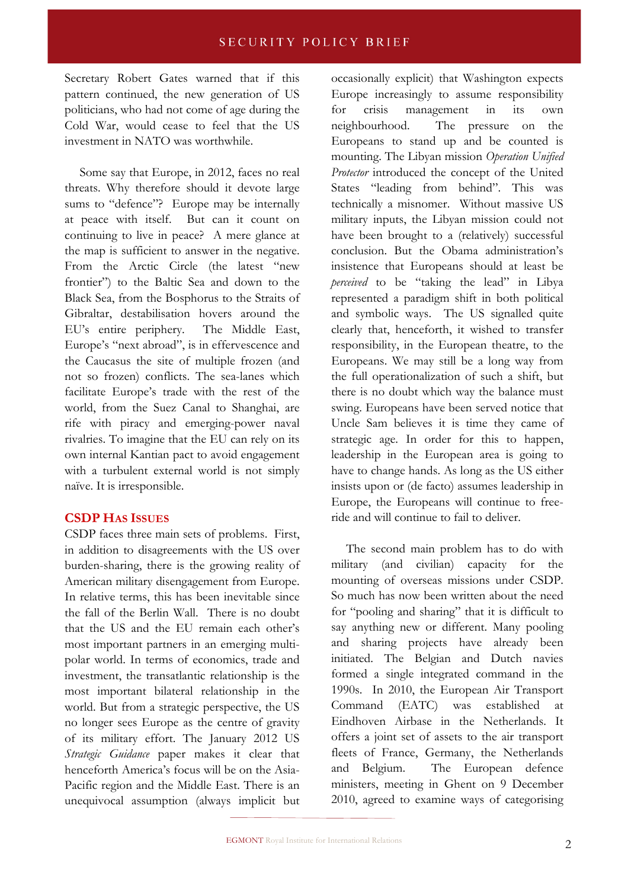Secretary Robert Gates warned that if this pattern continued, the new generation of US politicians, who had not come of age during the Cold War, would cease to feel that the US investment in NATO was worthwhile.

Some say that Europe, in 2012, faces no real threats. Why therefore should it devote large sums to "defence"? Europe may be internally at peace with itself. But can it count on continuing to live in peace? A mere glance at the map is sufficient to answer in the negative. From the Arctic Circle (the latest "new frontier") to the Baltic Sea and down to the Black Sea, from the Bosphorus to the Straits of Gibraltar, destabilisation hovers around the EU's entire periphery. The Middle East, Europe's "next abroad", is in effervescence and the Caucasus the site of multiple frozen (and not so frozen) conflicts. The sea-lanes which facilitate Europe's trade with the rest of the world, from the Suez Canal to Shanghai, are rife with piracy and emerging-power naval rivalries. To imagine that the EU can rely on its own internal Kantian pact to avoid engagement with a turbulent external world is not simply naïve. It is irresponsible.

## CSDP Has Issues

CSDP faces three main sets of problems. First, in addition to disagreements with the US over burden-sharing, there is the growing reality of American military disengagement from Europe. In relative terms, this has been inevitable since the fall of the Berlin Wall. There is no doubt that the US and the EU remain each other's most important partners in an emerging multi-polar world. In terms of economics, trade and investment, the transatlantic relationship is the most important bilateral relationship in the world. But from a strategic perspective, the US no longer sees Europe as the centre of gravity of its military effort. The January 2012 US *Strategic Guidance* paper makes it clear that henceforth America's focus will be on the Asia-Pacific region and the Middle East. There is an unequivocal assumption (always implicit but occasionally explicit) that Washington expects Europe increasingly to assume responsibility for crisis management in its own neighbourhood. The pressure on the Europeans to stand up and be counted is mounting. The Libyan mission *Operation Unified Protector* introduced the concept of the United States "leading from behind". This was technically a misnomer. Without massive US military inputs, the Libyan mission could not have been brought to a (relatively) successful conclusion. But the Obama administration's insistence that Europeans should at least be *perceived* to be "taking the lead" in Libya represented a paradigm shift in both political and symbolic ways. The US signalled quite clearly that, henceforth, it wished to transfer responsibility, in the European theatre, to the Europeans. We may still be a long way from the full operationalization of such a shift, but there is no doubt which way the balance must swing. Europeans have been served notice that Uncle Sam believes it is time they came of strategic age. In order for this to happen, leadership in the European area is going to have to change hands. As long as the US either insists upon or (de facto) assumes leadership in Europe, the Europeans will continue to free-ride and will continue to fail to deliver.

The second main problem has to do with military (and civilian) capacity for the mounting of overseas missions under CSDP. So much has now been written about the need for "pooling and sharing" that it is difficult to say anything new or different. Many pooling and sharing projects have already been initiated. The Belgian and Dutch navies formed a single integrated command in the 1990s. In 2010, the European Air Transport Command (EATC) was established at Eindhoven Airbase in the Netherlands. It offers a joint set of assets to the air transport fleets of France, Germany, the Netherlands and Belgium. The European defence ministers, meeting in Ghent on 9 December 2010, agreed to examine ways of categorising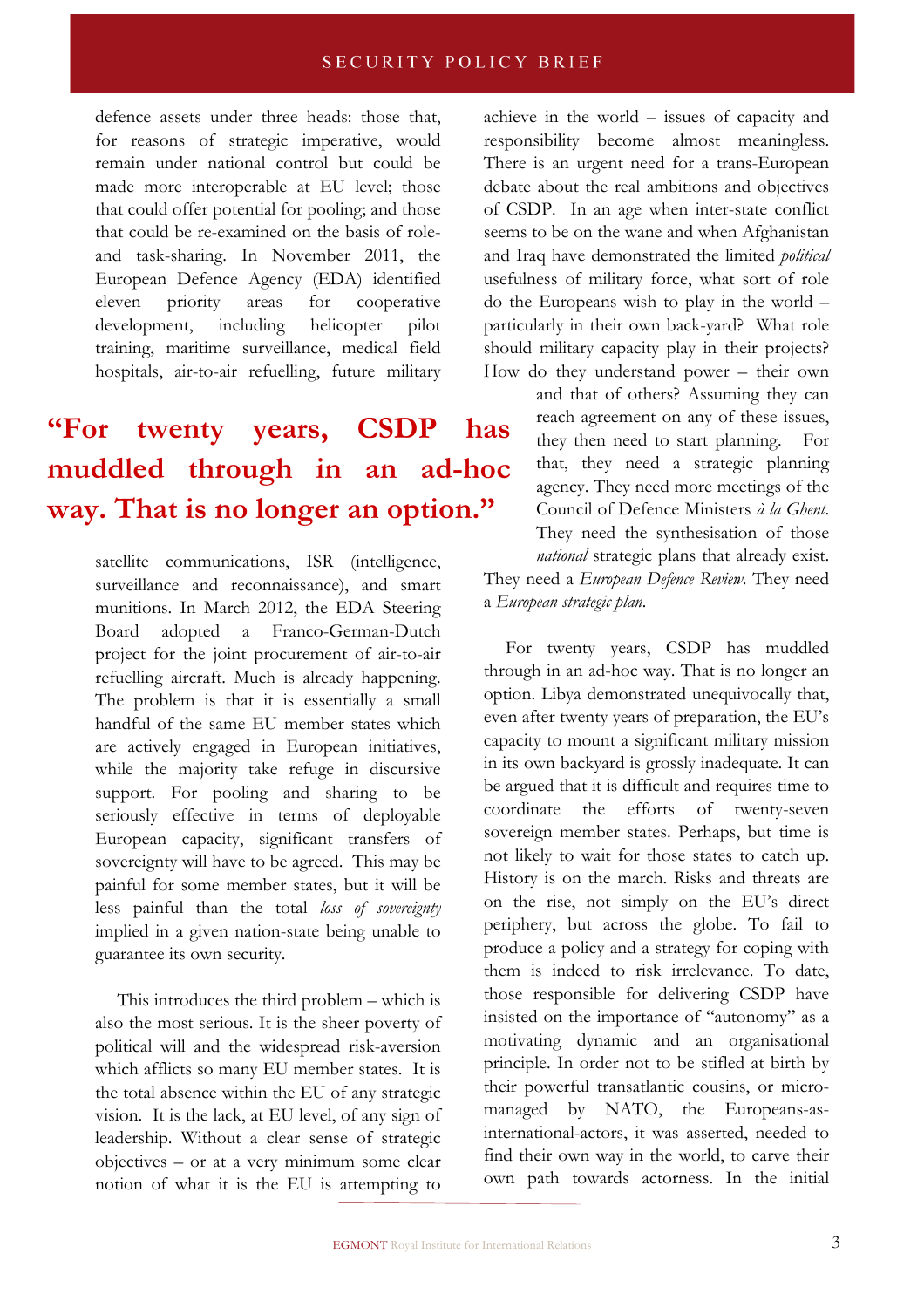defence assets under three heads: those that, for reasons of strategic imperative, would remain under national control but could be made more interoperable at EU level; those that could offer potential for pooling; and those that could be re-examined on the basis of role- and task-sharing. In November 2011, the European Defence Agency (EDA) identified eleven priority areas for cooperative development, including helicopter pilot training, maritime surveillance, medical field hospitals, air-to-air refuelling, future military satellite communications, ISR (intelligence, surveillance and reconnaissance), and smart munitions. In March 2012, the EDA Steering Board adopted a Franco-German-Dutch project for the joint procurement of air-to-air refuelling aircraft. Much is already happening. The problem is that it is essentially a small handful of the same EU member states which are actively engaged in European initiatives, while the majority take refuge in discursive support. For pooling and sharing to be seriously effective in terms of deployable European capacity, significant transfers of sovereignty will have to be agreed. This may be painful for some member states, but it will be less painful than the total *loss of sovereignty* implied in a given nation-state being unable to guarantee its own security.

**"For twenty years, CSDP has muddled through in an ad-hoc way. That is no longer an option."**

This introduces the third problem – which is also the most serious. It is the sheer poverty of political will and the widespread risk-aversion which afflicts so many EU member states. It is the total absence within the EU of any strategic vision. It is the lack, at EU level, of any sign of leadership. Without a clear sense of strategic objectives – or at a very minimum some clear notion of what it is the EU is attempting to achieve in the world – issues of capacity and responsibility become almost meaningless. There is an urgent need for a trans-European debate about the real ambitions and objectives of CSDP. In an age when inter-state conflict seems to be on the wane and when Afghanistan and Iraq have demonstrated the limited *political* usefulness of military force, what sort of role do the Europeans wish to play in the world – particularly in their own back-yard? What role should military capacity play in their projects? How do they understand power – their own and that of others? Assuming they can reach agreement on any of these issues, they then need to start planning. For that, they need a strategic planning agency. They need more meetings of the Council of Defence Ministers *à la Ghent*. They need the synthesisation of those *national* strategic plans that already exist. They need a *European Defence Review*. They need a *European strategic plan.*

For twenty years, CSDP has muddled through in an ad-hoc way. That is no longer an option. Libya demonstrated unequivocally that, even after twenty years of preparation, the EU's capacity to mount a significant military mission in its own backyard is grossly inadequate. It can be argued that it is difficult and requires time to coordinate the efforts of twenty-seven sovereign member states. Perhaps, but time is not likely to wait for those states to catch up. History is on the march. Risks and threats are on the rise, not simply on the EU's direct periphery, but across the globe. To fail to produce a policy and a strategy for coping with them is indeed to risk irrelevance. To date, those responsible for delivering CSDP have insisted on the importance of "autonomy" as a motivating dynamic and an organisational principle. In order not to be stifled at birth by their powerful transatlantic cousins, or micro-managed by NATO, the Europeans-as-international-actors, it was asserted, needed to find their own way in the world, to carve their own path towards actorness. In the initial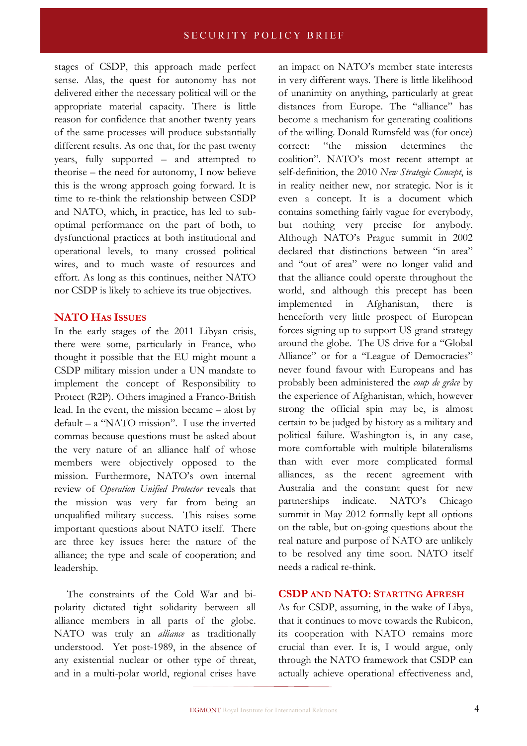stages of CSDP, this approach made perfect sense. Alas, the quest for autonomy has not delivered either the necessary political will or the appropriate material capacity. There is little reason for confidence that another twenty years of the same processes will produce substantially different results. As one that, for the past twenty years, fully supported – and attempted to theorise – the need for autonomy, I now believe this is the wrong approach going forward. It is time to re-think the relationship between CSDP and NATO, which, in practice, has led to sub-optimal performance on the part of both, to dysfunctional practices at both institutional and operational levels, to many crossed political wires, and to much waste of resources and effort. As long as this continues, neither NATO nor CSDP is likely to achieve its true objectives.

## NATO Has Issues

In the early stages of the 2011 Libyan crisis, there were some, particularly in France, who thought it possible that the EU might mount a CSDP military mission under a UN mandate to implement the concept of Responsibility to Protect (R2P). Others imagined a Franco-British lead. In the event, the mission became – alost by default – a "NATO mission". I use the inverted commas because questions must be asked about the very nature of an alliance half of whose members were objectively opposed to the mission. Furthermore, NATO's own internal review of *Operation Unified Protector* reveals that the mission was very far from being an unqualified military success. This raises some important questions about NATO itself. There are three key issues here: the nature of the alliance; the type and scale of cooperation; and leadership.

The constraints of the Cold War and bi-polarity dictated tight solidarity between all alliance members in all parts of the globe. NATO was truly an *alliance* as traditionally understood. Yet post-1989, in the absence of any existential nuclear or other type of threat, and in a multi-polar world, regional crises have an impact on NATO's member state interests in very different ways. There is little likelihood of unanimity on anything, particularly at great distances from Europe. The "alliance" has become a mechanism for generating coalitions of the willing. Donald Rumsfeld was (for once) correct: "the mission determines the coalition". NATO's most recent attempt at self-definition, the 2010 *New Strategic Concept*, is in reality neither new, nor strategic. Nor is it even a concept. It is a document which contains something fairly vague for everybody, but nothing very precise for anybody. Although NATO's Prague summit in 2002 declared that distinctions between "in area" and "out of area" were no longer valid and that the alliance could operate throughout the world, and although this precept has been implemented in Afghanistan, there is henceforth very little prospect of European forces signing up to support US grand strategy around the globe. The US drive for a "Global Alliance" or for a "League of Democracies" never found favour with Europeans and has probably been administered the *coup de grâce* by the experience of Afghanistan, which, however strong the official spin may be, is almost certain to be judged by history as a military and political failure. Washington is, in any case, more comfortable with multiple bilateralisms than with ever more complicated formal alliances, as the recent agreement with Australia and the constant quest for new partnerships indicate. NATO's Chicago summit in May 2012 formally kept all options on the table, but on-going questions about the real nature and purpose of NATO are unlikely to be resolved any time soon. NATO itself needs a radical re-think.

## CSDP and NATO: Starting Afresh

As for CSDP, assuming, in the wake of Libya, that it continues to move towards the Rubicon, its cooperation with NATO remains more crucial than ever. It is, I would argue, only through the NATO framework that CSDP can actually achieve operational effectiveness and,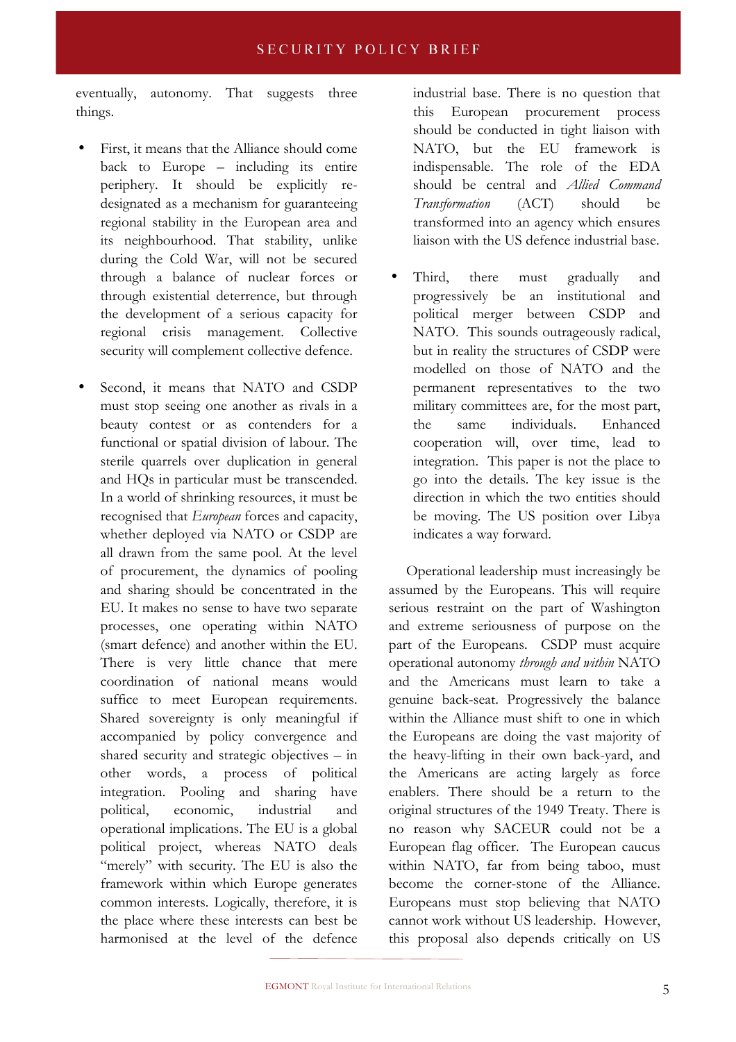eventually, autonomy. That suggests three things.

- First, it means that the Alliance should come back to Europe – including its entire periphery. It should be explicitly re-designated as a mechanism for guaranteeing regional stability in the European area and its neighbourhood. That stability, unlike during the Cold War, will not be secured through a balance of nuclear forces or through existential deterrence, but through the development of a serious capacity for regional crisis management. Collective security will complement collective defence.

- Second, it means that NATO and CSDP must stop seeing one another as rivals in a beauty contest or as contenders for a functional or spatial division of labour. The sterile quarrels over duplication in general and HQs in particular must be transcended. In a world of shrinking resources, it must be recognised that *European* forces and capacity, whether deployed via NATO or CSDP are all drawn from the same pool. At the level of procurement, the dynamics of pooling and sharing should be concentrated in the EU. It makes no sense to have two separate processes, one operating within NATO (smart defence) and another within the EU. There is very little chance that mere coordination of national means would suffice to meet European requirements. Shared sovereignty is only meaningful if accompanied by policy convergence and shared security and strategic objectives – in other words, a process of political integration. Pooling and sharing have political, economic, industrial and operational implications. The EU is a global political project, whereas NATO deals "merely" with security. The EU is also the framework within which Europe generates common interests. Logically, therefore, it is the place where these interests can best be harmonised at the level of the defence industrial base. There is no question that this European procurement process should be conducted in tight liaison with NATO, but the EU framework is indispensable. The role of the EDA should be central and *Allied Command Transformation* (ACT) should be transformed into an agency which ensures liaison with the US defence industrial base.

- Third, there must gradually and progressively be an institutional and political merger between CSDP and NATO. This sounds outrageously radical, but in reality the structures of CSDP were modelled on those of NATO and the permanent representatives to the two military committees are, for the most part, the same individuals. Enhanced cooperation will, over time, lead to integration. This paper is not the place to go into the details. The key issue is the direction in which the two entities should be moving. The US position over Libya indicates a way forward.

Operational leadership must increasingly be assumed by the Europeans. This will require serious restraint on the part of Washington and extreme seriousness of purpose on the part of the Europeans. CSDP must acquire operational autonomy *through and within* NATO and the Americans must learn to take a genuine back-seat. Progressively the balance within the Alliance must shift to one in which the Europeans are doing the vast majority of the heavy-lifting in their own back-yard, and the Americans are acting largely as force enablers. There should be a return to the original structures of the 1949 Treaty. There is no reason why SACEUR could not be a European flag officer. The European caucus within NATO, far from being taboo, must become the corner-stone of the Alliance. Europeans must stop believing that NATO cannot work without US leadership. However, this proposal also depends critically on US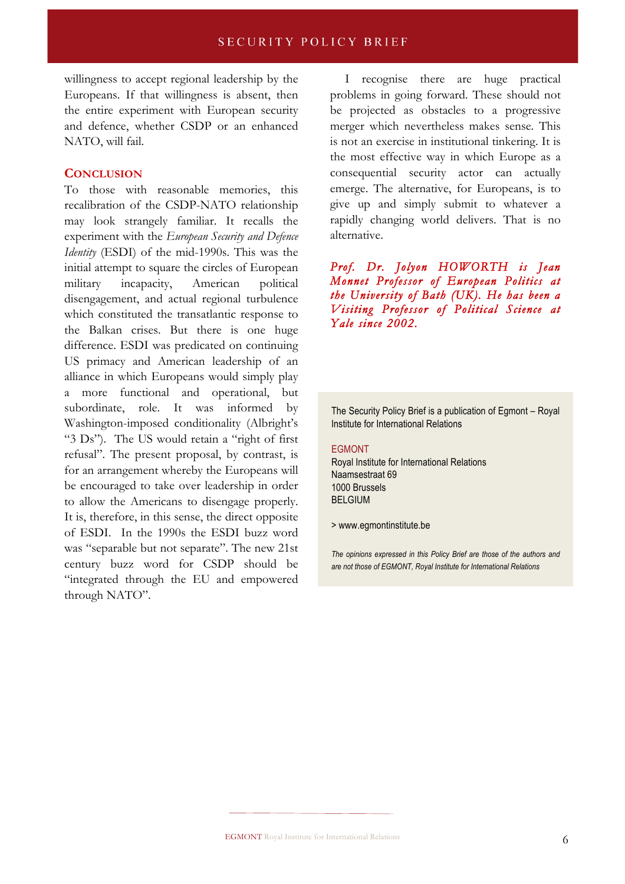willingness to accept regional leadership by the Europeans. If that willingness is absent, then the entire experiment with European security and defence, whether CSDP or an enhanced NATO, will fail.

## Conclusion

To those with reasonable memories, this recalibration of the CSDP-NATO relationship may look strangely familiar. It recalls the experiment with the *European Security and Defence Identity* (ESDI) of the mid-1990s. This was the initial attempt to square the circles of European military incapacity, American political disengagement, and actual regional turbulence which constituted the transatlantic response to the Balkan crises. But there is one huge difference. ESDI was predicated on continuing US primacy and American leadership of an alliance in which Europeans would simply play a more functional and operational, but subordinate, role. It was informed by Washington-imposed conditionality (Albright's "3 Ds"). The US would retain a "right of first refusal". The present proposal, by contrast, is for an arrangement whereby the Europeans will be encouraged to take over leadership in order to allow the Americans to disengage properly. It is, therefore, in this sense, the direct opposite of ESDI. In the 1990s the ESDI buzz word was "separable but not separate". The new 21st century buzz word for CSDP should be "integrated through the EU and empowered through NATO".

I recognise there are huge practical problems in going forward. These should not be projected as obstacles to a progressive merger which nevertheless makes sense. This is not an exercise in institutional tinkering. It is the most effective way in which Europe as a consequential security actor can actually emerge. The alternative, for Europeans, is to give up and simply submit to whatever a rapidly changing world delivers. That is no alternative.

*Prof. Dr. Jolyon HOWORTH is Jean Monnet Professor of European Politics at the University of Bath (UK). He has been a Visiting Professor of Political Science at Yale since 2002.*

The Security Policy Brief is a publication of Egmont – Royal Institute for International Relations

EGMONT
Royal Institute for International Relations
Naamsestraat 69
1000 Brussels
BELGIUM

> www.egmontinstitute.be

*The opinions expressed in this Policy Brief are those of the authors and are not those of EGMONT, Royal Institute for International Relations*